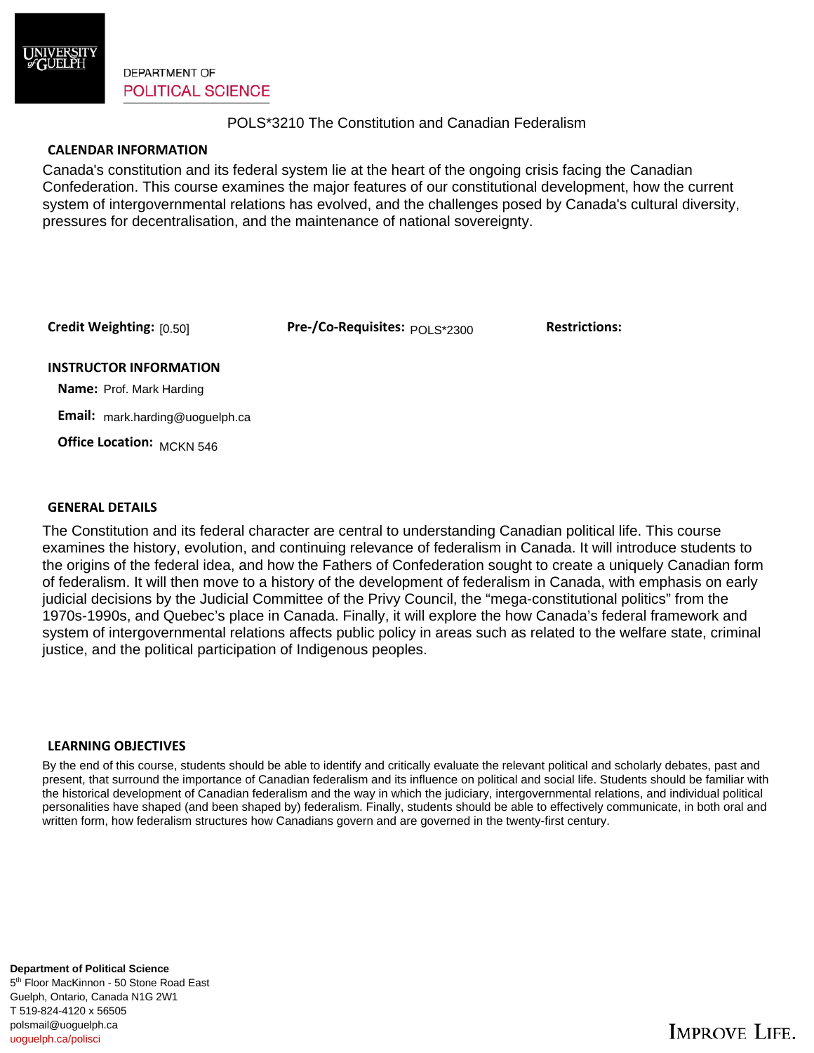UNIVERSITY of GUELPH

DEPARTMENT OF
POLITICAL SCIENCE

# POLS*3210 The Constitution and Canadian Federalism

## CALENDAR INFORMATION

Canada's constitution and its federal system lie at the heart of the ongoing crisis facing the Canadian Confederation. This course examines the major features of our constitutional development, how the current system of intergovernmental relations has evolved, and the challenges posed by Canada's cultural diversity, pressures for decentralisation, and the maintenance of national sovereignty.

**Credit Weighting:** [0.50]

**Pre-/Co-Requisites:** POLS*2300

**Restrictions:**

## INSTRUCTOR INFORMATION

**Name:** Prof. Mark Harding

**Email:** mark.harding@uoguelph.ca

**Office Location:** MCKN 546

## GENERAL DETAILS

The Constitution and its federal character are central to understanding Canadian political life. This course examines the history, evolution, and continuing relevance of federalism in Canada. It will introduce students to the origins of the federal idea, and how the Fathers of Confederation sought to create a uniquely Canadian form of federalism. It will then move to a history of the development of federalism in Canada, with emphasis on early judicial decisions by the Judicial Committee of the Privy Council, the "mega-constitutional politics" from the 1970s-1990s, and Quebec's place in Canada. Finally, it will explore the how Canada's federal framework and system of intergovernmental relations affects public policy in areas such as related to the welfare state, criminal justice, and the political participation of Indigenous peoples.

## LEARNING OBJECTIVES

By the end of this course, students should be able to identify and critically evaluate the relevant political and scholarly debates, past and present, that surround the importance of Canadian federalism and its influence on political and social life. Students should be familiar with the historical development of Canadian federalism and the way in which the judiciary, intergovernmental relations, and individual political personalities have shaped (and been shaped by) federalism. Finally, students should be able to effectively communicate, in both oral and written form, how federalism structures how Canadians govern and are governed in the twenty-first century.

**Department of Political Science**
5th Floor MacKinnon - 50 Stone Road East
Guelph, Ontario, Canada N1G 2W1
T 519-824-4120 x 56505
polsmail@uoguelph.ca
uoguelph.ca/polisci

IMPROVE LIFE.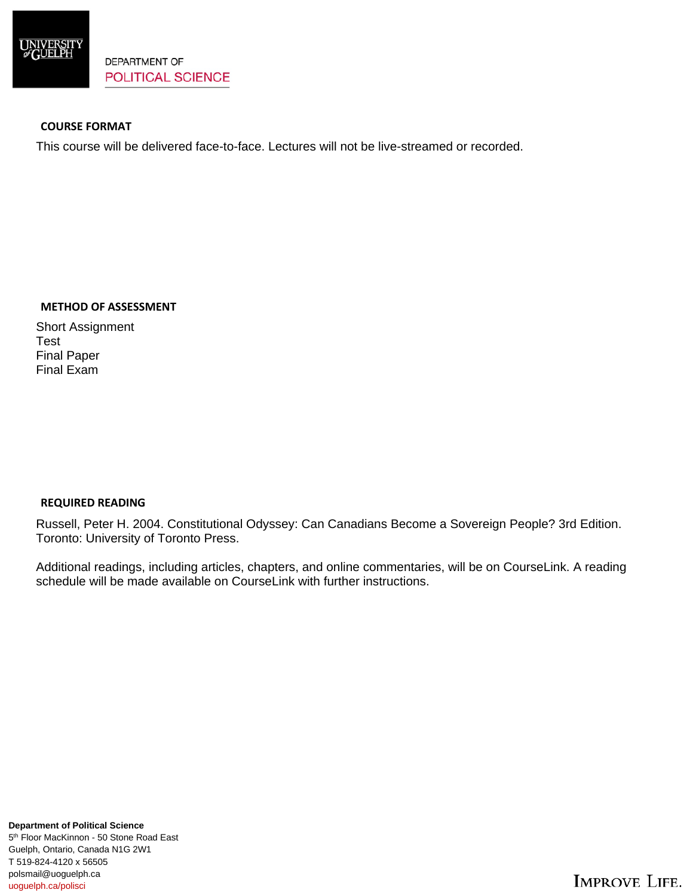## COURSE FORMAT

This course will be delivered face-to-face. Lectures will not be live-streamed or recorded.

## METHOD OF ASSESSMENT

Short Assignment
Test
Final Paper
Final Exam

## REQUIRED READING

Russell, Peter H. 2004. Constitutional Odyssey: Can Canadians Become a Sovereign People? 3rd Edition. Toronto: University of Toronto Press.

Additional readings, including articles, chapters, and online commentaries, will be on CourseLink. A reading schedule will be made available on CourseLink with further instructions.